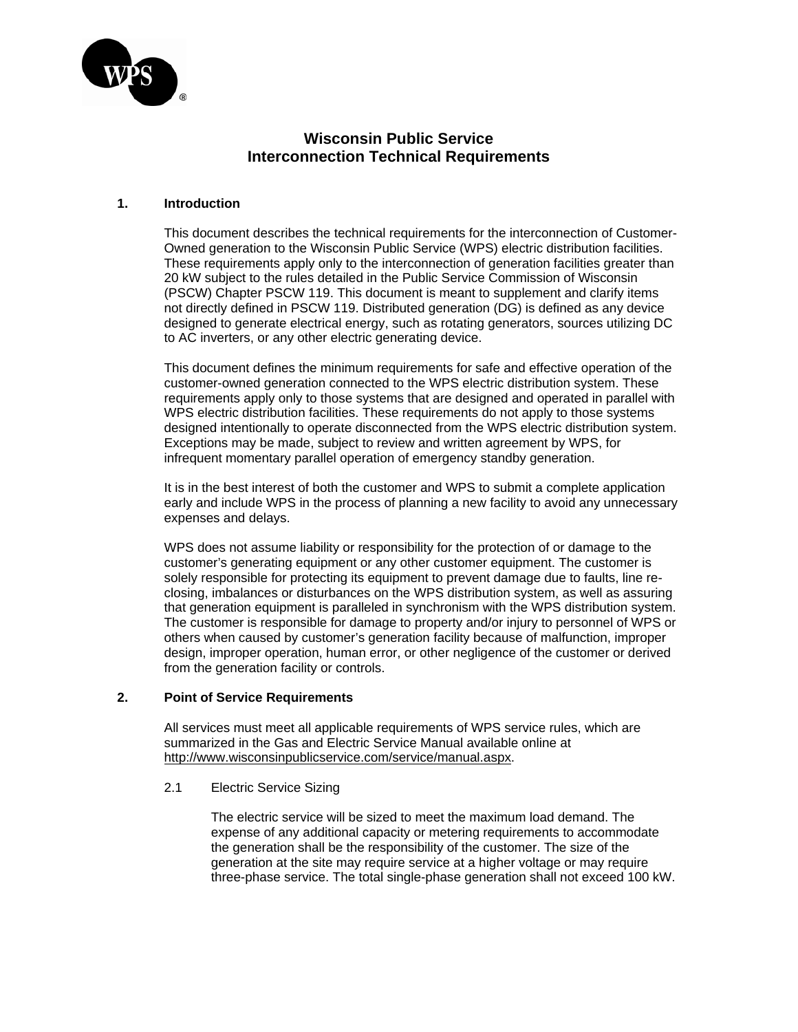# Wisconsin Public Service
# Interconnection Technical Requirements

## 1. Introduction

This document describes the technical requirements for the interconnection of Customer-Owned generation to the Wisconsin Public Service (WPS) electric distribution facilities. These requirements apply only to the interconnection of generation facilities greater than 20 kW subject to the rules detailed in the Public Service Commission of Wisconsin (PSCW) Chapter PSCW 119. This document is meant to supplement and clarify items not directly defined in PSCW 119. Distributed generation (DG) is defined as any device designed to generate electrical energy, such as rotating generators, sources utilizing DC to AC inverters, or any other electric generating device.

This document defines the minimum requirements for safe and effective operation of the customer-owned generation connected to the WPS electric distribution system. These requirements apply only to those systems that are designed and operated in parallel with WPS electric distribution facilities. These requirements do not apply to those systems designed intentionally to operate disconnected from the WPS electric distribution system. Exceptions may be made, subject to review and written agreement by WPS, for infrequent momentary parallel operation of emergency standby generation.

It is in the best interest of both the customer and WPS to submit a complete application early and include WPS in the process of planning a new facility to avoid any unnecessary expenses and delays.

WPS does not assume liability or responsibility for the protection of or damage to the customer's generating equipment or any other customer equipment. The customer is solely responsible for protecting its equipment to prevent damage due to faults, line re-closing, imbalances or disturbances on the WPS distribution system, as well as assuring that generation equipment is paralleled in synchronism with the WPS distribution system. The customer is responsible for damage to property and/or injury to personnel of WPS or others when caused by customer's generation facility because of malfunction, improper design, improper operation, human error, or other negligence of the customer or derived from the generation facility or controls.

## 2. Point of Service Requirements

All services must meet all applicable requirements of WPS service rules, which are summarized in the Gas and Electric Service Manual available online at http://www.wisconsinpublicservice.com/service/manual.aspx.

### 2.1 Electric Service Sizing

The electric service will be sized to meet the maximum load demand. The expense of any additional capacity or metering requirements to accommodate the generation shall be the responsibility of the customer. The size of the generation at the site may require service at a higher voltage or may require three-phase service. The total single-phase generation shall not exceed 100 kW.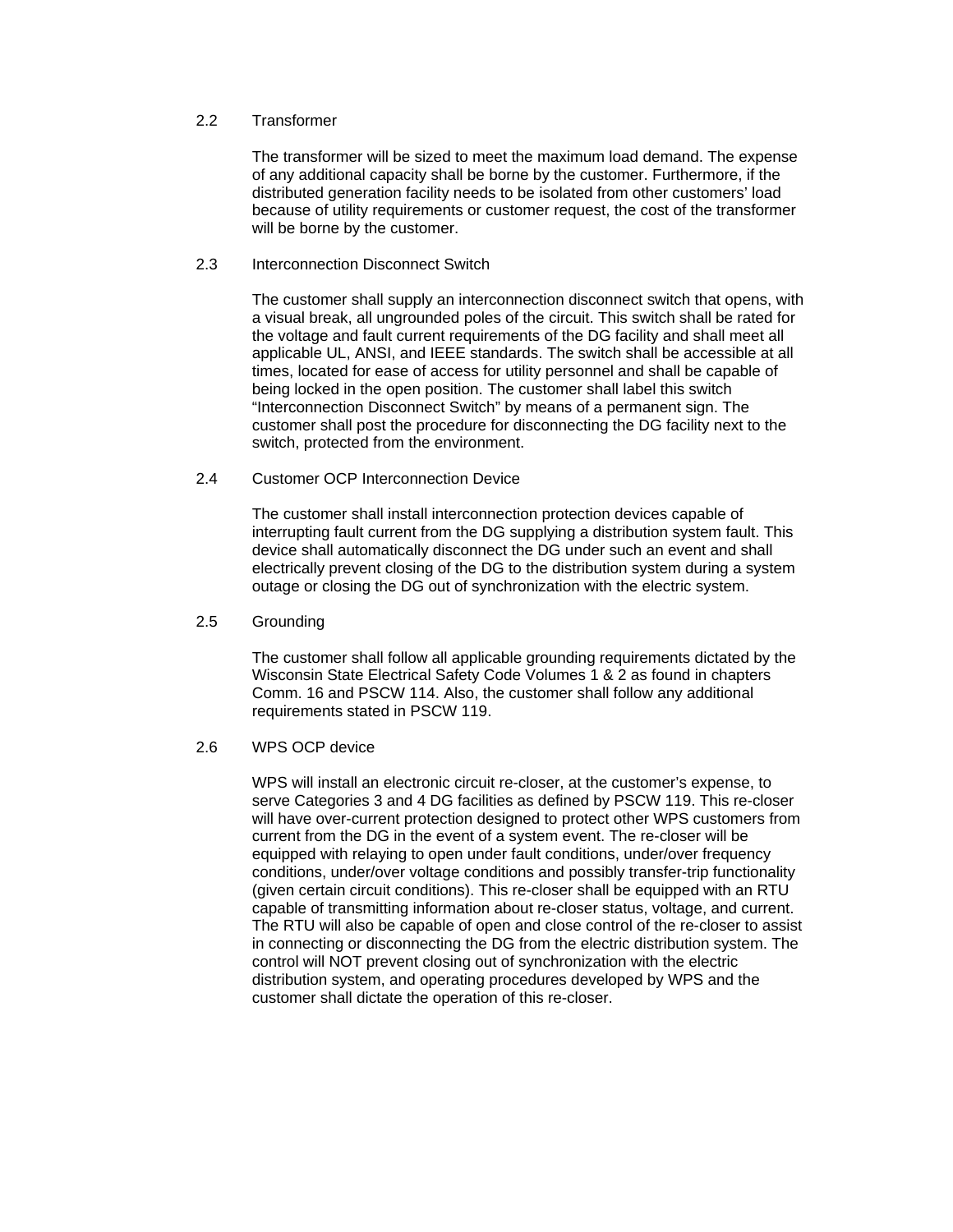## 2.2 Transformer

The transformer will be sized to meet the maximum load demand. The expense of any additional capacity shall be borne by the customer. Furthermore, if the distributed generation facility needs to be isolated from other customers' load because of utility requirements or customer request, the cost of the transformer will be borne by the customer.

## 2.3 Interconnection Disconnect Switch

The customer shall supply an interconnection disconnect switch that opens, with a visual break, all ungrounded poles of the circuit. This switch shall be rated for the voltage and fault current requirements of the DG facility and shall meet all applicable UL, ANSI, and IEEE standards. The switch shall be accessible at all times, located for ease of access for utility personnel and shall be capable of being locked in the open position. The customer shall label this switch "Interconnection Disconnect Switch" by means of a permanent sign. The customer shall post the procedure for disconnecting the DG facility next to the switch, protected from the environment.

## 2.4 Customer OCP Interconnection Device

The customer shall install interconnection protection devices capable of interrupting fault current from the DG supplying a distribution system fault. This device shall automatically disconnect the DG under such an event and shall electrically prevent closing of the DG to the distribution system during a system outage or closing the DG out of synchronization with the electric system.

## 2.5 Grounding

The customer shall follow all applicable grounding requirements dictated by the Wisconsin State Electrical Safety Code Volumes 1 & 2 as found in chapters Comm. 16 and PSCW 114. Also, the customer shall follow any additional requirements stated in PSCW 119.

## 2.6 WPS OCP device

WPS will install an electronic circuit re-closer, at the customer's expense, to serve Categories 3 and 4 DG facilities as defined by PSCW 119. This re-closer will have over-current protection designed to protect other WPS customers from current from the DG in the event of a system event. The re-closer will be equipped with relaying to open under fault conditions, under/over frequency conditions, under/over voltage conditions and possibly transfer-trip functionality (given certain circuit conditions). This re-closer shall be equipped with an RTU capable of transmitting information about re-closer status, voltage, and current. The RTU will also be capable of open and close control of the re-closer to assist in connecting or disconnecting the DG from the electric distribution system. The control will NOT prevent closing out of synchronization with the electric distribution system, and operating procedures developed by WPS and the customer shall dictate the operation of this re-closer.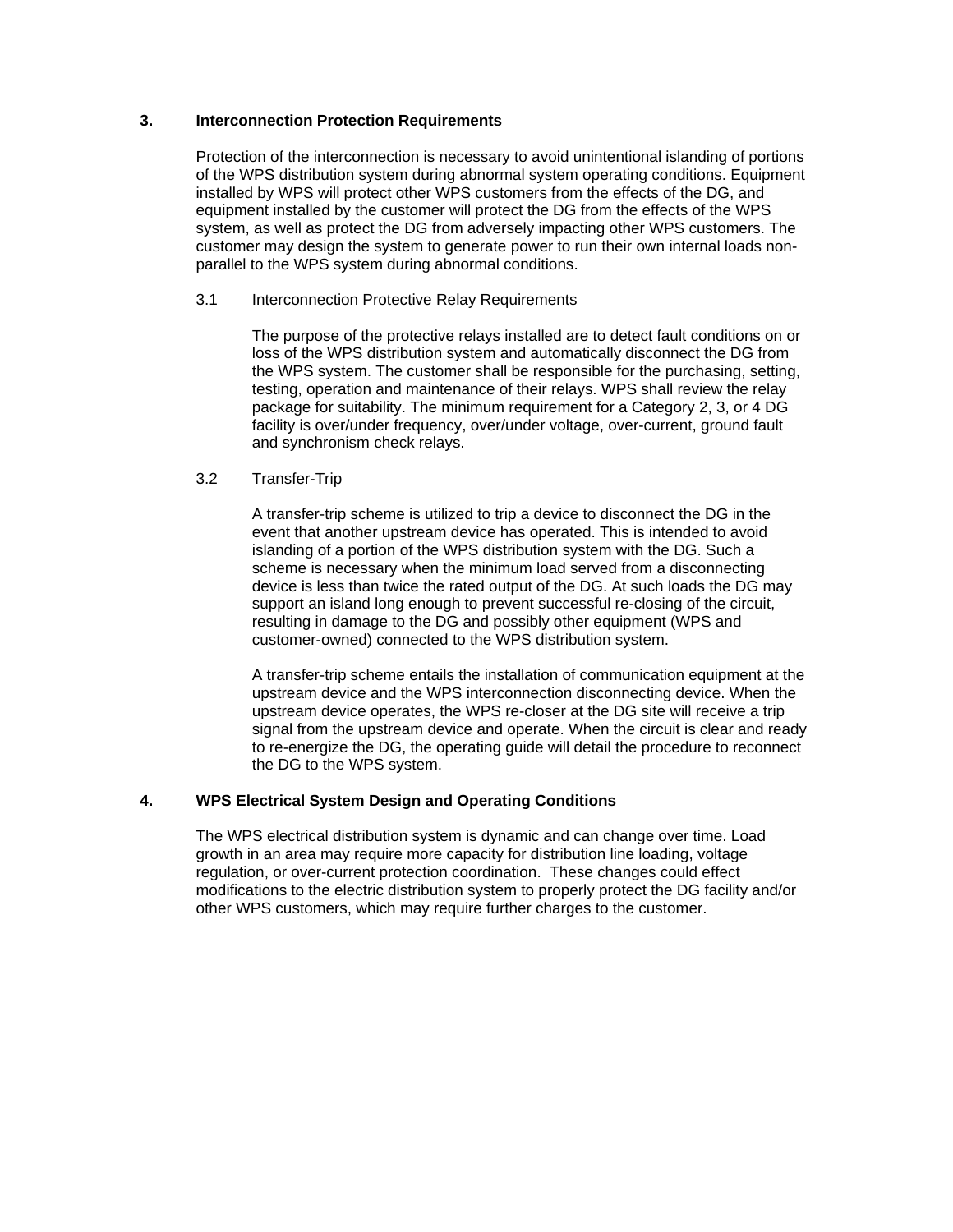## 3. Interconnection Protection Requirements

Protection of the interconnection is necessary to avoid unintentional islanding of portions of the WPS distribution system during abnormal system operating conditions. Equipment installed by WPS will protect other WPS customers from the effects of the DG, and equipment installed by the customer will protect the DG from the effects of the WPS system, as well as protect the DG from adversely impacting other WPS customers. The customer may design the system to generate power to run their own internal loads non-parallel to the WPS system during abnormal conditions.

### 3.1 Interconnection Protective Relay Requirements

The purpose of the protective relays installed are to detect fault conditions on or loss of the WPS distribution system and automatically disconnect the DG from the WPS system. The customer shall be responsible for the purchasing, setting, testing, operation and maintenance of their relays. WPS shall review the relay package for suitability. The minimum requirement for a Category 2, 3, or 4 DG facility is over/under frequency, over/under voltage, over-current, ground fault and synchronism check relays.

### 3.2 Transfer-Trip

A transfer-trip scheme is utilized to trip a device to disconnect the DG in the event that another upstream device has operated. This is intended to avoid islanding of a portion of the WPS distribution system with the DG. Such a scheme is necessary when the minimum load served from a disconnecting device is less than twice the rated output of the DG. At such loads the DG may support an island long enough to prevent successful re-closing of the circuit, resulting in damage to the DG and possibly other equipment (WPS and customer-owned) connected to the WPS distribution system.

A transfer-trip scheme entails the installation of communication equipment at the upstream device and the WPS interconnection disconnecting device. When the upstream device operates, the WPS re-closer at the DG site will receive a trip signal from the upstream device and operate. When the circuit is clear and ready to re-energize the DG, the operating guide will detail the procedure to reconnect the DG to the WPS system.

## 4. WPS Electrical System Design and Operating Conditions

The WPS electrical distribution system is dynamic and can change over time. Load growth in an area may require more capacity for distribution line loading, voltage regulation, or over-current protection coordination. These changes could effect modifications to the electric distribution system to properly protect the DG facility and/or other WPS customers, which may require further charges to the customer.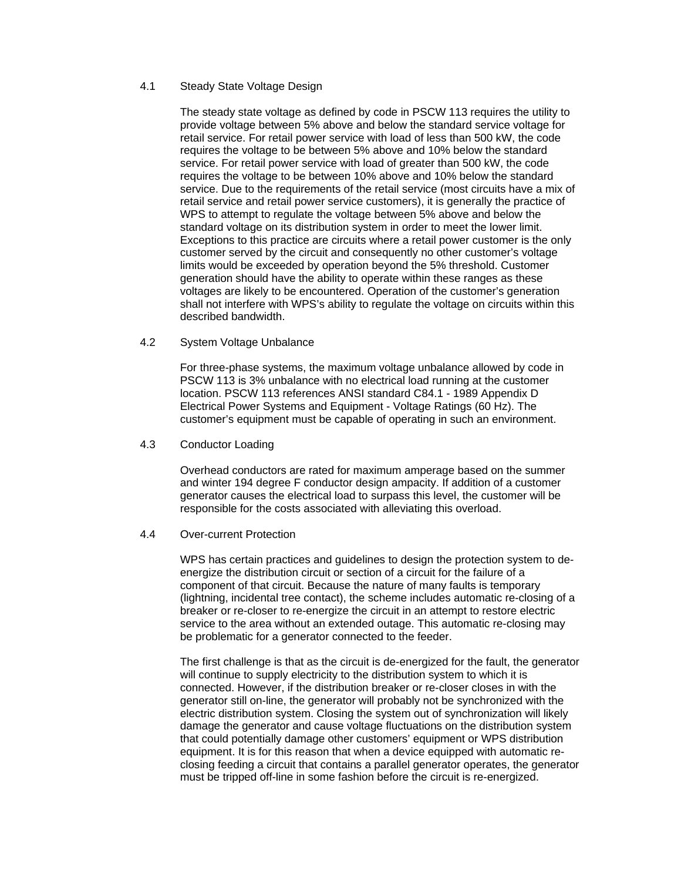### 4.1 Steady State Voltage Design

The steady state voltage as defined by code in PSCW 113 requires the utility to provide voltage between 5% above and below the standard service voltage for retail service. For retail power service with load of less than 500 kW, the code requires the voltage to be between 5% above and 10% below the standard service. For retail power service with load of greater than 500 kW, the code requires the voltage to be between 10% above and 10% below the standard service. Due to the requirements of the retail service (most circuits have a mix of retail service and retail power service customers), it is generally the practice of WPS to attempt to regulate the voltage between 5% above and below the standard voltage on its distribution system in order to meet the lower limit. Exceptions to this practice are circuits where a retail power customer is the only customer served by the circuit and consequently no other customer's voltage limits would be exceeded by operation beyond the 5% threshold. Customer generation should have the ability to operate within these ranges as these voltages are likely to be encountered. Operation of the customer's generation shall not interfere with WPS's ability to regulate the voltage on circuits within this described bandwidth.

### 4.2 System Voltage Unbalance

For three-phase systems, the maximum voltage unbalance allowed by code in PSCW 113 is 3% unbalance with no electrical load running at the customer location. PSCW 113 references ANSI standard C84.1 - 1989 Appendix D Electrical Power Systems and Equipment - Voltage Ratings (60 Hz). The customer's equipment must be capable of operating in such an environment.

### 4.3 Conductor Loading

Overhead conductors are rated for maximum amperage based on the summer and winter 194 degree F conductor design ampacity. If addition of a customer generator causes the electrical load to surpass this level, the customer will be responsible for the costs associated with alleviating this overload.

### 4.4 Over-current Protection

WPS has certain practices and guidelines to design the protection system to de-energize the distribution circuit or section of a circuit for the failure of a component of that circuit. Because the nature of many faults is temporary (lightning, incidental tree contact), the scheme includes automatic re-closing of a breaker or re-closer to re-energize the circuit in an attempt to restore electric service to the area without an extended outage. This automatic re-closing may be problematic for a generator connected to the feeder.

The first challenge is that as the circuit is de-energized for the fault, the generator will continue to supply electricity to the distribution system to which it is connected. However, if the distribution breaker or re-closer closes in with the generator still on-line, the generator will probably not be synchronized with the electric distribution system. Closing the system out of synchronization will likely damage the generator and cause voltage fluctuations on the distribution system that could potentially damage other customers' equipment or WPS distribution equipment. It is for this reason that when a device equipped with automatic re-closing feeding a circuit that contains a parallel generator operates, the generator must be tripped off-line in some fashion before the circuit is re-energized.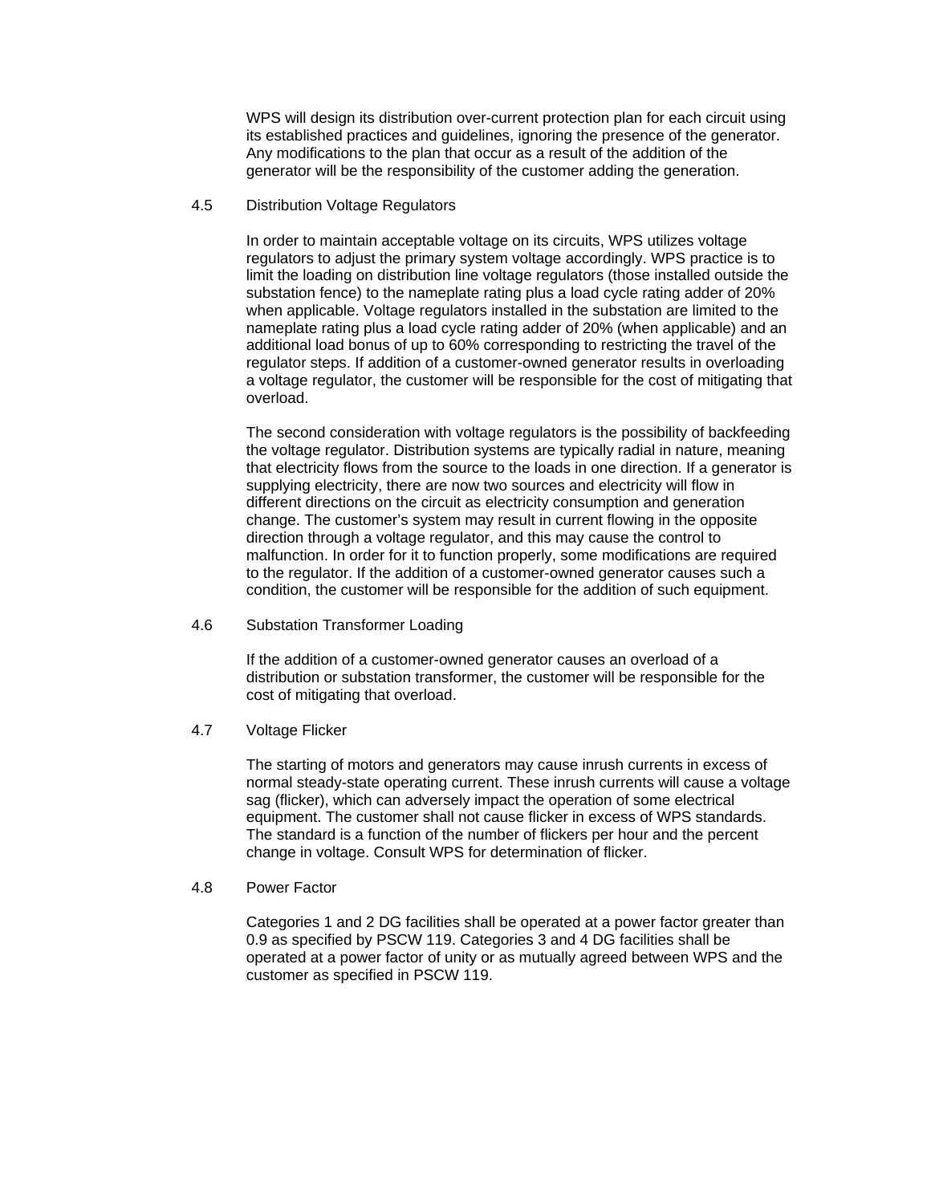WPS will design its distribution over-current protection plan for each circuit using its established practices and guidelines, ignoring the presence of the generator. Any modifications to the plan that occur as a result of the addition of the generator will be the responsibility of the customer adding the generation.

### 4.5 Distribution Voltage Regulators

In order to maintain acceptable voltage on its circuits, WPS utilizes voltage regulators to adjust the primary system voltage accordingly. WPS practice is to limit the loading on distribution line voltage regulators (those installed outside the substation fence) to the nameplate rating plus a load cycle rating adder of 20% when applicable. Voltage regulators installed in the substation are limited to the nameplate rating plus a load cycle rating adder of 20% (when applicable) and an additional load bonus of up to 60% corresponding to restricting the travel of the regulator steps. If addition of a customer-owned generator results in overloading a voltage regulator, the customer will be responsible for the cost of mitigating that overload.

The second consideration with voltage regulators is the possibility of backfeeding the voltage regulator. Distribution systems are typically radial in nature, meaning that electricity flows from the source to the loads in one direction. If a generator is supplying electricity, there are now two sources and electricity will flow in different directions on the circuit as electricity consumption and generation change. The customer's system may result in current flowing in the opposite direction through a voltage regulator, and this may cause the control to malfunction. In order for it to function properly, some modifications are required to the regulator. If the addition of a customer-owned generator causes such a condition, the customer will be responsible for the addition of such equipment.

### 4.6 Substation Transformer Loading

If the addition of a customer-owned generator causes an overload of a distribution or substation transformer, the customer will be responsible for the cost of mitigating that overload.

### 4.7 Voltage Flicker

The starting of motors and generators may cause inrush currents in excess of normal steady-state operating current. These inrush currents will cause a voltage sag (flicker), which can adversely impact the operation of some electrical equipment. The customer shall not cause flicker in excess of WPS standards. The standard is a function of the number of flickers per hour and the percent change in voltage. Consult WPS for determination of flicker.

### 4.8 Power Factor

Categories 1 and 2 DG facilities shall be operated at a power factor greater than 0.9 as specified by PSCW 119. Categories 3 and 4 DG facilities shall be operated at a power factor of unity or as mutually agreed between WPS and the customer as specified in PSCW 119.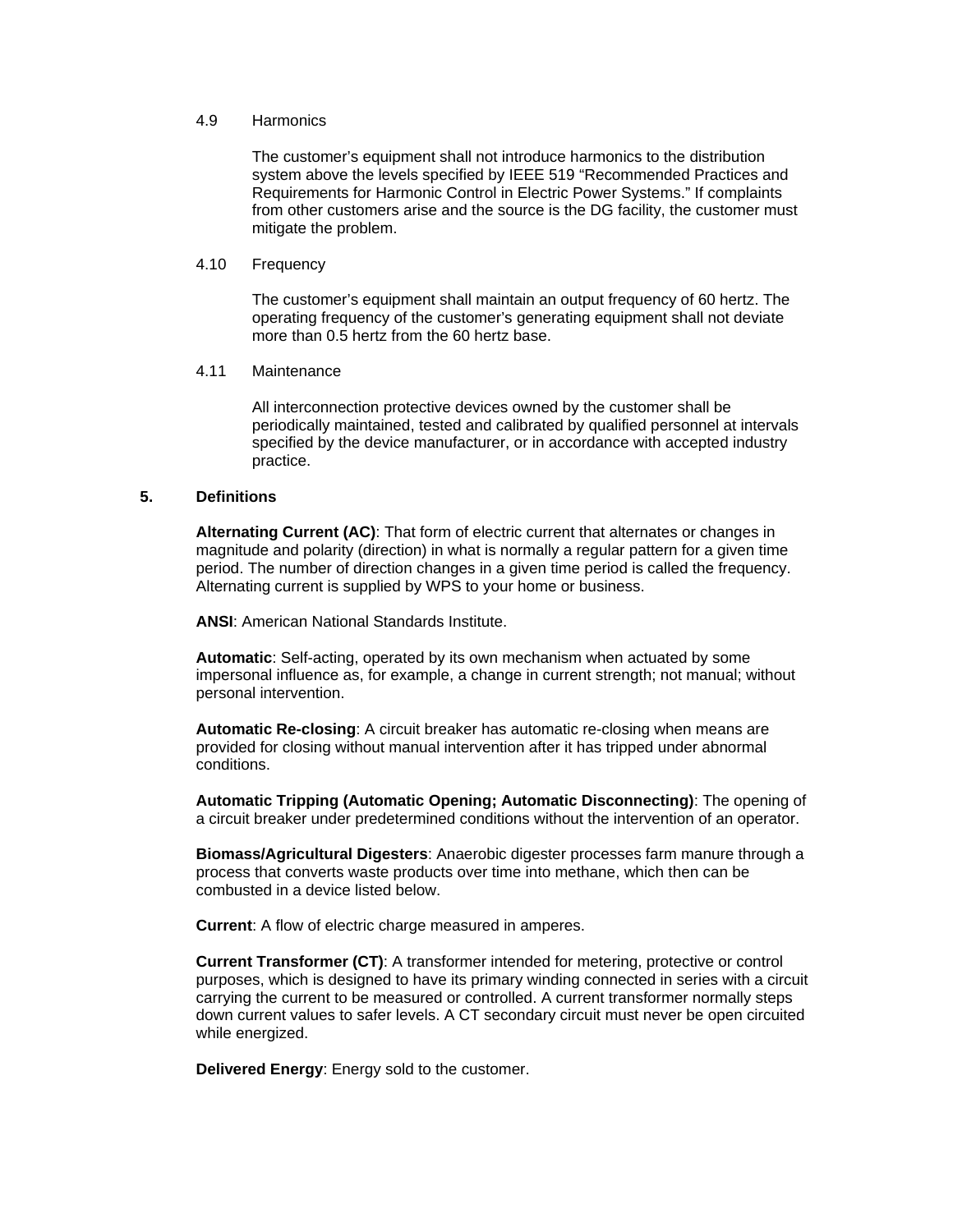### 4.9 Harmonics

The customer's equipment shall not introduce harmonics to the distribution system above the levels specified by IEEE 519 "Recommended Practices and Requirements for Harmonic Control in Electric Power Systems." If complaints from other customers arise and the source is the DG facility, the customer must mitigate the problem.

### 4.10 Frequency

The customer's equipment shall maintain an output frequency of 60 hertz. The operating frequency of the customer's generating equipment shall not deviate more than 0.5 hertz from the 60 hertz base.

### 4.11 Maintenance

All interconnection protective devices owned by the customer shall be periodically maintained, tested and calibrated by qualified personnel at intervals specified by the device manufacturer, or in accordance with accepted industry practice.

## 5. Definitions

**Alternating Current (AC)**: That form of electric current that alternates or changes in magnitude and polarity (direction) in what is normally a regular pattern for a given time period. The number of direction changes in a given time period is called the frequency. Alternating current is supplied by WPS to your home or business.

**ANSI**: American National Standards Institute.

**Automatic**: Self-acting, operated by its own mechanism when actuated by some impersonal influence as, for example, a change in current strength; not manual; without personal intervention.

**Automatic Re-closing**: A circuit breaker has automatic re-closing when means are provided for closing without manual intervention after it has tripped under abnormal conditions.

**Automatic Tripping (Automatic Opening; Automatic Disconnecting)**: The opening of a circuit breaker under predetermined conditions without the intervention of an operator.

**Biomass/Agricultural Digesters**: Anaerobic digester processes farm manure through a process that converts waste products over time into methane, which then can be combusted in a device listed below.

**Current**: A flow of electric charge measured in amperes.

**Current Transformer (CT)**: A transformer intended for metering, protective or control purposes, which is designed to have its primary winding connected in series with a circuit carrying the current to be measured or controlled. A current transformer normally steps down current values to safer levels. A CT secondary circuit must never be open circuited while energized.

**Delivered Energy**: Energy sold to the customer.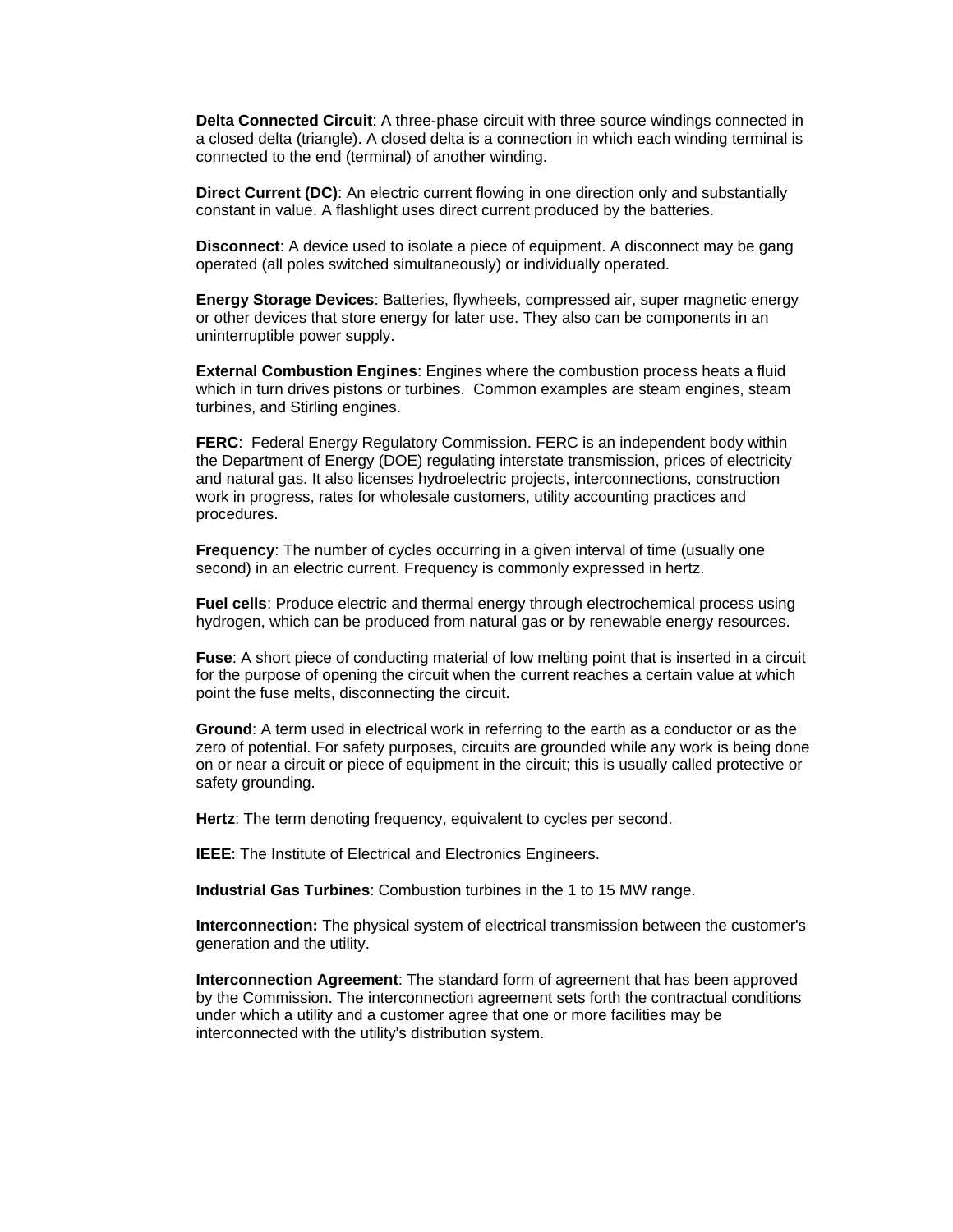**Delta Connected Circuit**: A three-phase circuit with three source windings connected in a closed delta (triangle). A closed delta is a connection in which each winding terminal is connected to the end (terminal) of another winding.

**Direct Current (DC)**: An electric current flowing in one direction only and substantially constant in value. A flashlight uses direct current produced by the batteries.

**Disconnect**: A device used to isolate a piece of equipment. A disconnect may be gang operated (all poles switched simultaneously) or individually operated.

**Energy Storage Devices**: Batteries, flywheels, compressed air, super magnetic energy or other devices that store energy for later use. They also can be components in an uninterruptible power supply.

**External Combustion Engines**: Engines where the combustion process heats a fluid which in turn drives pistons or turbines. Common examples are steam engines, steam turbines, and Stirling engines.

**FERC**: Federal Energy Regulatory Commission. FERC is an independent body within the Department of Energy (DOE) regulating interstate transmission, prices of electricity and natural gas. It also licenses hydroelectric projects, interconnections, construction work in progress, rates for wholesale customers, utility accounting practices and procedures.

**Frequency**: The number of cycles occurring in a given interval of time (usually one second) in an electric current. Frequency is commonly expressed in hertz.

**Fuel cells**: Produce electric and thermal energy through electrochemical process using hydrogen, which can be produced from natural gas or by renewable energy resources.

**Fuse**: A short piece of conducting material of low melting point that is inserted in a circuit for the purpose of opening the circuit when the current reaches a certain value at which point the fuse melts, disconnecting the circuit.

**Ground**: A term used in electrical work in referring to the earth as a conductor or as the zero of potential. For safety purposes, circuits are grounded while any work is being done on or near a circuit or piece of equipment in the circuit; this is usually called protective or safety grounding.

**Hertz**: The term denoting frequency, equivalent to cycles per second.

**IEEE**: The Institute of Electrical and Electronics Engineers.

**Industrial Gas Turbines**: Combustion turbines in the 1 to 15 MW range.

**Interconnection:** The physical system of electrical transmission between the customer's generation and the utility.

**Interconnection Agreement**: The standard form of agreement that has been approved by the Commission. The interconnection agreement sets forth the contractual conditions under which a utility and a customer agree that one or more facilities may be interconnected with the utility's distribution system.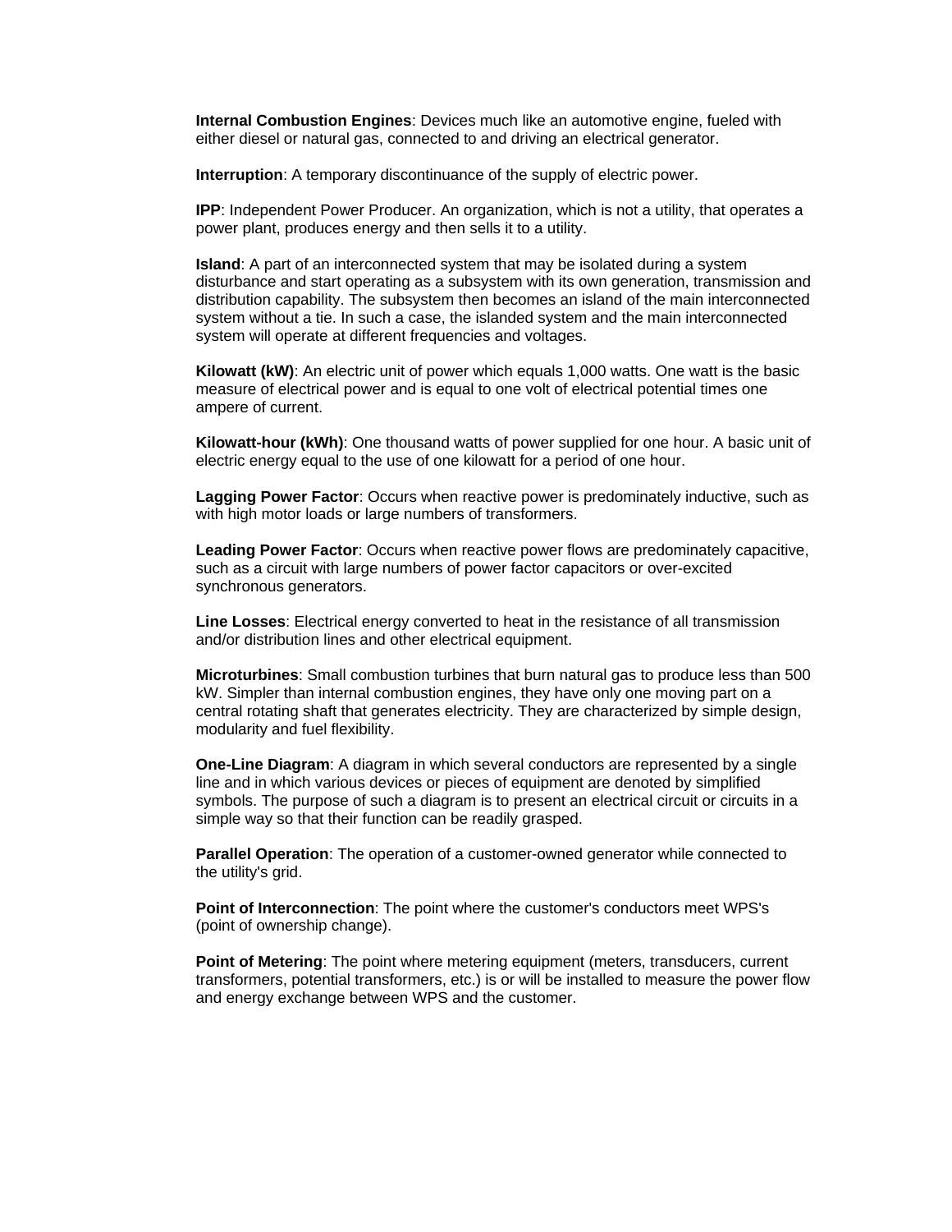**Internal Combustion Engines**: Devices much like an automotive engine, fueled with either diesel or natural gas, connected to and driving an electrical generator.

**Interruption**: A temporary discontinuance of the supply of electric power.

**IPP**: Independent Power Producer. An organization, which is not a utility, that operates a power plant, produces energy and then sells it to a utility.

**Island**: A part of an interconnected system that may be isolated during a system disturbance and start operating as a subsystem with its own generation, transmission and distribution capability. The subsystem then becomes an island of the main interconnected system without a tie. In such a case, the islanded system and the main interconnected system will operate at different frequencies and voltages.

**Kilowatt (kW)**: An electric unit of power which equals 1,000 watts. One watt is the basic measure of electrical power and is equal to one volt of electrical potential times one ampere of current.

**Kilowatt-hour (kWh)**: One thousand watts of power supplied for one hour. A basic unit of electric energy equal to the use of one kilowatt for a period of one hour.

**Lagging Power Factor**: Occurs when reactive power is predominately inductive, such as with high motor loads or large numbers of transformers.

**Leading Power Factor**: Occurs when reactive power flows are predominately capacitive, such as a circuit with large numbers of power factor capacitors or over-excited synchronous generators.

**Line Losses**: Electrical energy converted to heat in the resistance of all transmission and/or distribution lines and other electrical equipment.

**Microturbines**: Small combustion turbines that burn natural gas to produce less than 500 kW. Simpler than internal combustion engines, they have only one moving part on a central rotating shaft that generates electricity. They are characterized by simple design, modularity and fuel flexibility.

**One-Line Diagram**: A diagram in which several conductors are represented by a single line and in which various devices or pieces of equipment are denoted by simplified symbols. The purpose of such a diagram is to present an electrical circuit or circuits in a simple way so that their function can be readily grasped.

**Parallel Operation**: The operation of a customer-owned generator while connected to the utility's grid.

**Point of Interconnection**: The point where the customer's conductors meet WPS's (point of ownership change).

**Point of Metering**: The point where metering equipment (meters, transducers, current transformers, potential transformers, etc.) is or will be installed to measure the power flow and energy exchange between WPS and the customer.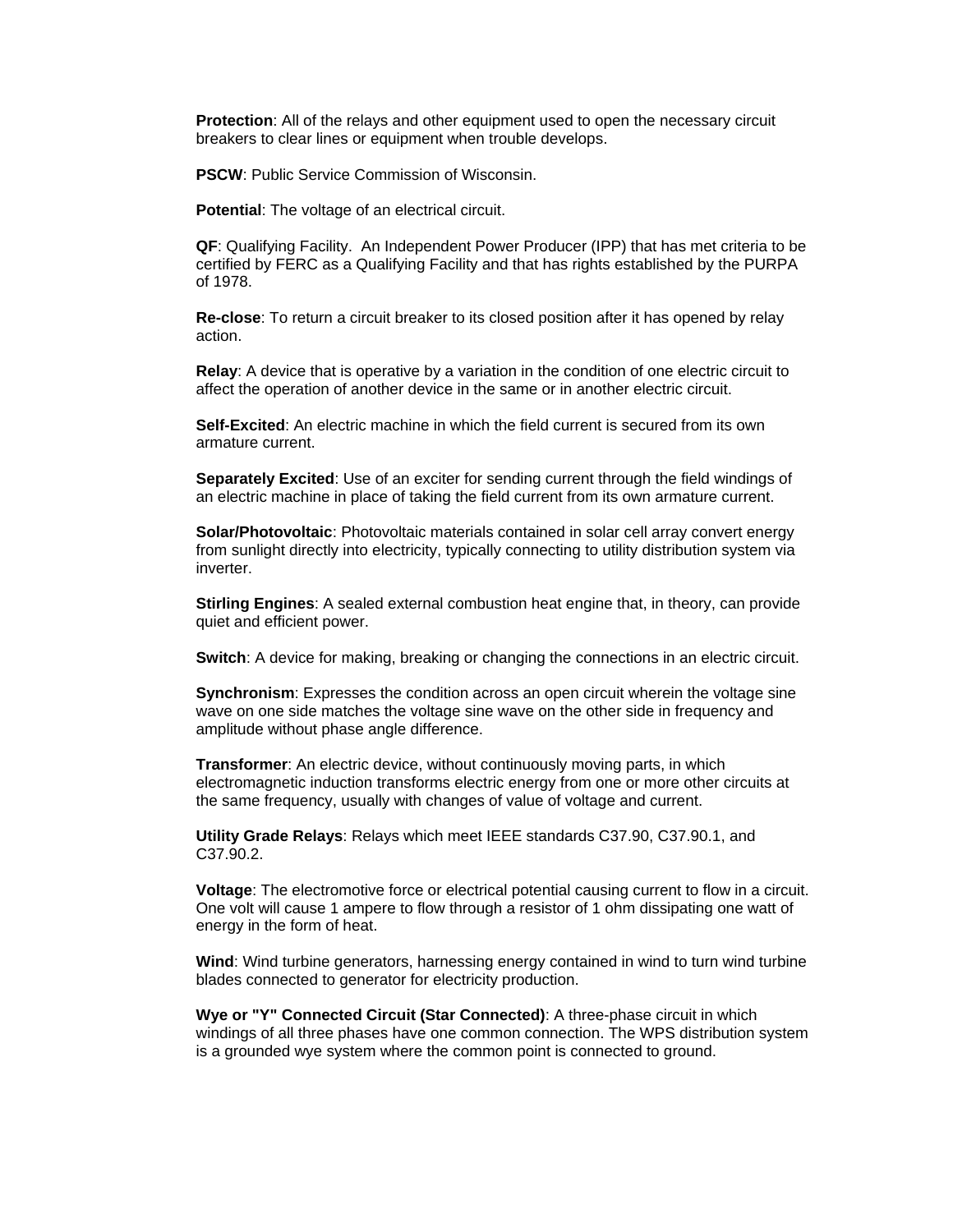**Protection**: All of the relays and other equipment used to open the necessary circuit breakers to clear lines or equipment when trouble develops.

**PSCW**: Public Service Commission of Wisconsin.

**Potential**: The voltage of an electrical circuit.

**QF**: Qualifying Facility. An Independent Power Producer (IPP) that has met criteria to be certified by FERC as a Qualifying Facility and that has rights established by the PURPA of 1978.

**Re-close**: To return a circuit breaker to its closed position after it has opened by relay action.

**Relay**: A device that is operative by a variation in the condition of one electric circuit to affect the operation of another device in the same or in another electric circuit.

**Self-Excited**: An electric machine in which the field current is secured from its own armature current.

**Separately Excited**: Use of an exciter for sending current through the field windings of an electric machine in place of taking the field current from its own armature current.

**Solar/Photovoltaic**: Photovoltaic materials contained in solar cell array convert energy from sunlight directly into electricity, typically connecting to utility distribution system via inverter.

**Stirling Engines**: A sealed external combustion heat engine that, in theory, can provide quiet and efficient power.

**Switch**: A device for making, breaking or changing the connections in an electric circuit.

**Synchronism**: Expresses the condition across an open circuit wherein the voltage sine wave on one side matches the voltage sine wave on the other side in frequency and amplitude without phase angle difference.

**Transformer**: An electric device, without continuously moving parts, in which electromagnetic induction transforms electric energy from one or more other circuits at the same frequency, usually with changes of value of voltage and current.

**Utility Grade Relays**: Relays which meet IEEE standards C37.90, C37.90.1, and C37.90.2.

**Voltage**: The electromotive force or electrical potential causing current to flow in a circuit. One volt will cause 1 ampere to flow through a resistor of 1 ohm dissipating one watt of energy in the form of heat.

**Wind**: Wind turbine generators, harnessing energy contained in wind to turn wind turbine blades connected to generator for electricity production.

**Wye or "Y" Connected Circuit (Star Connected)**: A three-phase circuit in which windings of all three phases have one common connection. The WPS distribution system is a grounded wye system where the common point is connected to ground.